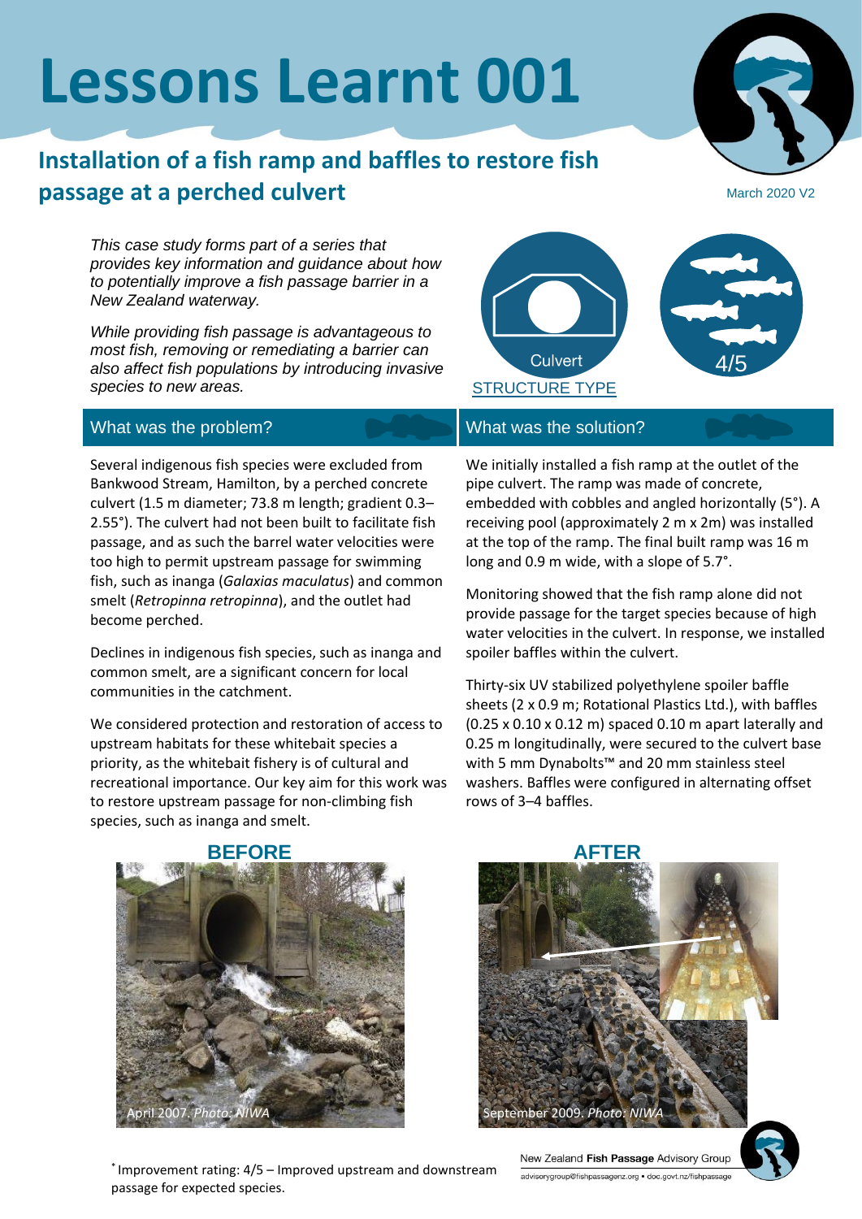# Lessons Learnt 001

## Installation of a fish ramp and baffles to restore fish passage at a perched culvert

March 2020 V2

*This case study forms part of a series that provides key information and guidance about how to potentially improve a fish passage barrier in a New Zealand waterway.*

*While providing fish passage is advantageous to most fish, removing or remediating a barrier can also affect fish populations by introducing invasive species to new areas.*

Culvert

STRUCTURE TYPE

4/5

### What was the problem?

Several indigenous fish species were excluded from Bankwood Stream, Hamilton, by a perched concrete culvert (1.5 m diameter; 73.8 m length; gradient 0.3–2.55°). The culvert had not been built to facilitate fish passage, and as such the barrel water velocities were too high to permit upstream passage for swimming fish, such as inanga (*Galaxias maculatus*) and common smelt (*Retropinna retropinna*), and the outlet had become perched.

Declines in indigenous fish species, such as inanga and common smelt, are a significant concern for local communities in the catchment.

We considered protection and restoration of access to upstream habitats for these whitebait species a priority, as the whitebait fishery is of cultural and recreational importance. Our key aim for this work was to restore upstream passage for non-climbing fish species, such as inanga and smelt.

### What was the solution?

We initially installed a fish ramp at the outlet of the pipe culvert. The ramp was made of concrete, embedded with cobbles and angled horizontally (5°). A receiving pool (approximately 2 m x 2m) was installed at the top of the ramp. The final built ramp was 16 m long and 0.9 m wide, with a slope of 5.7°.

Monitoring showed that the fish ramp alone did not provide passage for the target species because of high water velocities in the culvert. In response, we installed spoiler baffles within the culvert.

Thirty-six UV stabilized polyethylene spoiler baffle sheets (2 x 0.9 m; Rotational Plastics Ltd.), with baffles (0.25 x 0.10 x 0.12 m) spaced 0.10 m apart laterally and 0.25 m longitudinally, were secured to the culvert base with 5 mm Dynabolts™ and 20 mm stainless steel washers. Baffles were configured in alternating offset rows of 3–4 baffles.

**BEFORE**

April 2007. *Photo: NIWA*

**AFTER**

September 2009. *Photo: NIWA*

[*] Improvement rating: 4/5 – Improved upstream and downstream passage for expected species.

New Zealand **Fish Passage** Advisory Group
advisorygroup@fishpassagenz.org • doc.govt.nz/fishpassage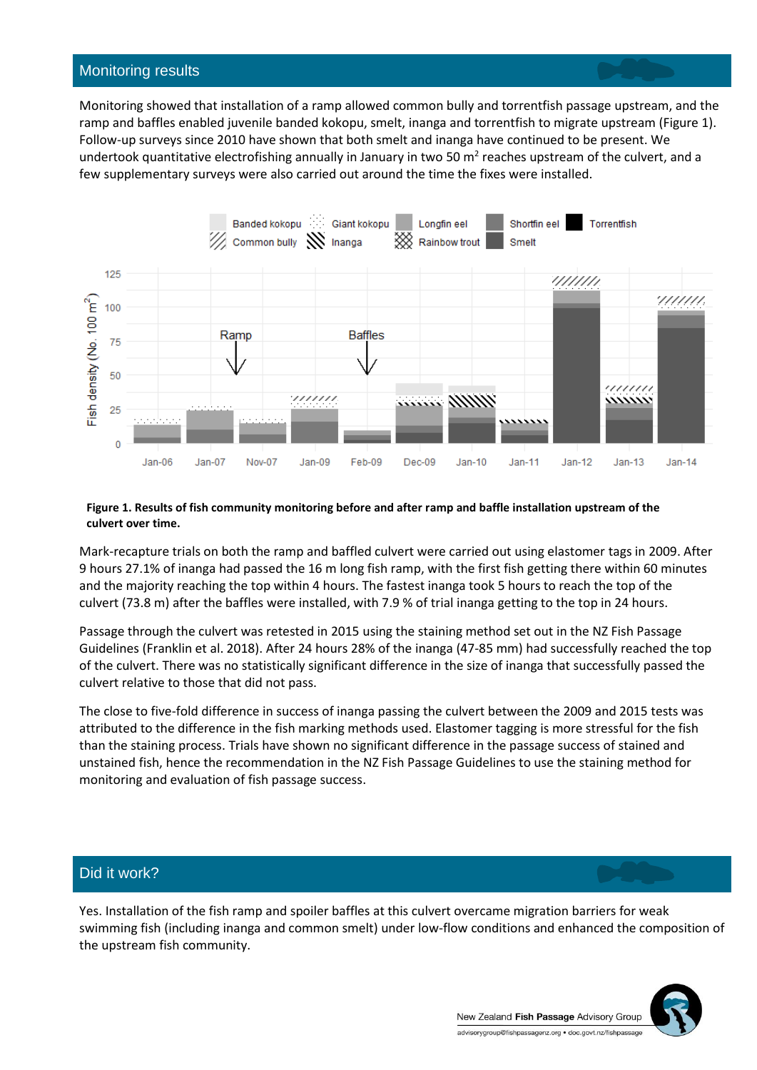## Monitoring results

Monitoring showed that installation of a ramp allowed common bully and torrentfish passage upstream, and the ramp and baffles enabled juvenile banded kokopu, smelt, inanga and torrentfish to migrate upstream (Figure 1). Follow-up surveys since 2010 have shown that both smelt and inanga have continued to be present. We undertook quantitative electrofishing annually in January in two 50 m$^2$ reaches upstream of the culvert, and a few supplementary surveys were also carried out around the time the fixes were installed.

**Figure 1. Results of fish community monitoring before and after ramp and baffle installation upstream of the culvert over time.**

Mark-recapture trials on both the ramp and baffled culvert were carried out using elastomer tags in 2009. After 9 hours 27.1% of inanga had passed the 16 m long fish ramp, with the first fish getting there within 60 minutes and the majority reaching the top within 4 hours. The fastest inanga took 5 hours to reach the top of the culvert (73.8 m) after the baffles were installed, with 7.9 % of trial inanga getting to the top in 24 hours.

Passage through the culvert was retested in 2015 using the staining method set out in the NZ Fish Passage Guidelines (Franklin et al. 2018). After 24 hours 28% of the inanga (47-85 mm) had successfully reached the top of the culvert. There was no statistically significant difference in the size of inanga that successfully passed the culvert relative to those that did not pass.

The close to five-fold difference in success of inanga passing the culvert between the 2009 and 2015 tests was attributed to the difference in the fish marking methods used. Elastomer tagging is more stressful for the fish than the staining process. Trials have shown no significant difference in the passage success of stained and unstained fish, hence the recommendation in the NZ Fish Passage Guidelines to use the staining method for monitoring and evaluation of fish passage success.

## Did it work?

Yes. Installation of the fish ramp and spoiler baffles at this culvert overcame migration barriers for weak swimming fish (including inanga and common smelt) under low-flow conditions and enhanced the composition of the upstream fish community.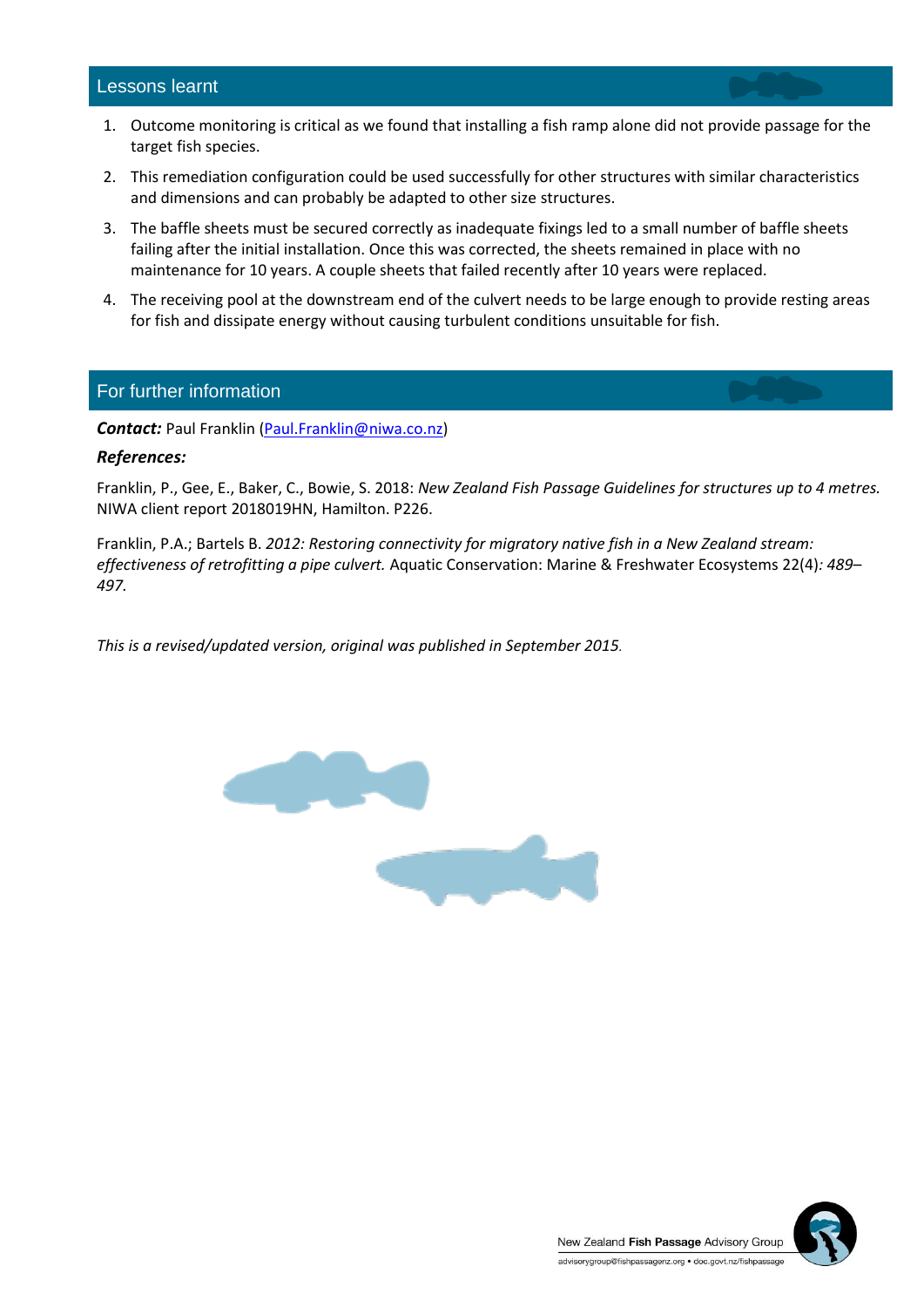## Lessons learnt

1. Outcome monitoring is critical as we found that installing a fish ramp alone did not provide passage for the target fish species.
2. This remediation configuration could be used successfully for other structures with similar characteristics and dimensions and can probably be adapted to other size structures.
3. The baffle sheets must be secured correctly as inadequate fixings led to a small number of baffle sheets failing after the initial installation. Once this was corrected, the sheets remained in place with no maintenance for 10 years. A couple sheets that failed recently after 10 years were replaced.
4. The receiving pool at the downstream end of the culvert needs to be large enough to provide resting areas for fish and dissipate energy without causing turbulent conditions unsuitable for fish.

## For further information

***Contact:*** Paul Franklin (Paul.Franklin@niwa.co.nz)

***References:***

Franklin, P., Gee, E., Baker, C., Bowie, S. 2018: *New Zealand Fish Passage Guidelines for structures up to 4 metres.* NIWA client report 2018019HN, Hamilton. P226.

Franklin, P.A.; Bartels B. *2012: Restoring connectivity for migratory native fish in a New Zealand stream: effectiveness of retrofitting a pipe culvert.* Aquatic Conservation: Marine & Freshwater Ecosystems 22(4)*: 489–497.*

*This is a revised/updated version, original was published in September 2015.*

New Zealand **Fish Passage** Advisory Group
advisorygroup@fishpassagenz.org • doc.govt.nz/fishpassage